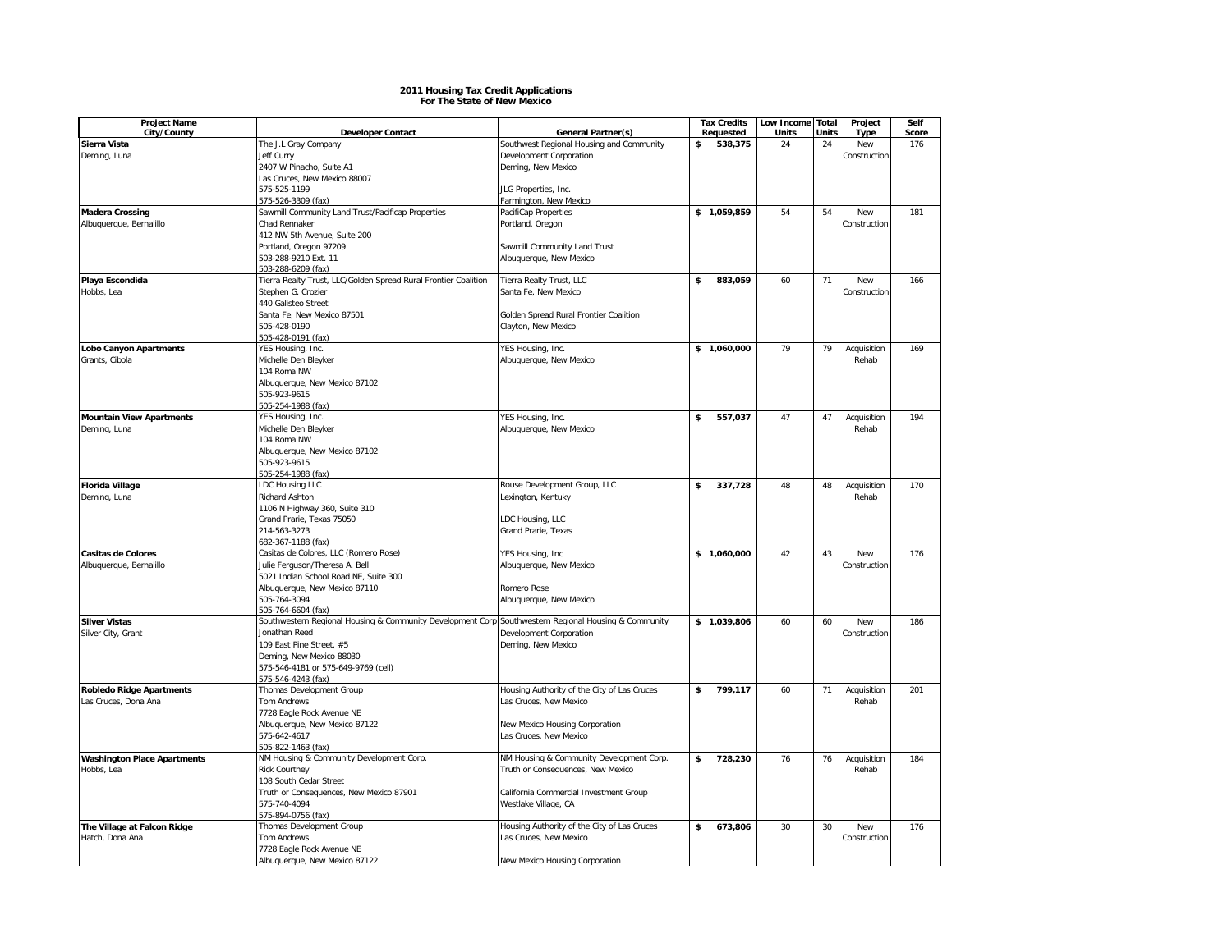**2011 Housing Tax Credit Applications**
**For The State of New Mexico**

| Project Name City/County | Developer Contact | General Partner(s) | Tax Credits Requested | Low Income Units | Total Units | Project Type | Self Score |
|---|---|---|---|---|---|---|---|
| **Sierra Vista**<br>Deming, Luna | The J.L Gray Company<br>Jeff Curry<br>2407 W Pinacho, Suite A1<br>Las Cruces, New Mexico 88007<br>575-525-1199<br>575-526-3309 (fax) | Southwest Regional Housing and Community Development Corporation<br>Deming, New Mexico<br><br>JLG Properties, Inc.<br>Farmington, New Mexico | $ 538,375 | 24 | 24 | New Construction | 176 |
| **Madera Crossing**<br>Albuquerque, Bernalillo | Sawmill Community Land Trust/Pacificap Properties<br>Chad Rennaker<br>412 NW 5th Avenue, Suite 200<br>Portland, Oregon 97209<br>503-288-9210 Ext. 11<br>503-288-6209 (fax) | PacifiCap Properties<br>Portland, Oregon<br><br>Sawmill Community Land Trust<br>Albuquerque, New Mexico | $ 1,059,859 | 54 | 54 | New Construction | 181 |
| **Playa Escondida**<br>Hobbs, Lea | Tierra Realty Trust, LLC/Golden Spread Rural Frontier Coalition<br>Stephen G. Crozier<br>440 Galisteo Street<br>Santa Fe, New Mexico 87501<br>505-428-0190<br>505-428-0191 (fax) | Tierra Realty Trust, LLC<br>Santa Fe, New Mexico<br><br>Golden Spread Rural Frontier Coalition<br>Clayton, New Mexico | $ 883,059 | 60 | 71 | New Construction | 166 |
| **Lobo Canyon Apartments**<br>Grants, Cibola | YES Housing, Inc.<br>Michelle Den Bleyker<br>104 Roma NW<br>Albuquerque, New Mexico 87102<br>505-923-9615<br>505-254-1988 (fax) | YES Housing, Inc.<br>Albuquerque, New Mexico | $ 1,060,000 | 79 | 79 | Acquisition Rehab | 169 |
| **Mountain View Apartments**<br>Deming, Luna | YES Housing, Inc.<br>Michelle Den Bleyker<br>104 Roma NW<br>Albuquerque, New Mexico 87102<br>505-923-9615<br>505-254-1988 (fax) | YES Housing, Inc.<br>Albuquerque, New Mexico | $ 557,037 | 47 | 47 | Acquisition Rehab | 194 |
| **Florida Village**<br>Deming, Luna | LDC Housing LLC<br>Richard Ashton<br>1106 N Highway 360, Suite 310<br>Grand Prarie, Texas 75050<br>214-563-3273<br>682-367-1188 (fax) | Rouse Development Group, LLC<br>Lexington, Kentuky<br><br>LDC Housing, LLC<br>Grand Prarie, Texas | $ 337,728 | 48 | 48 | Acquisition Rehab | 170 |
| **Casitas de Colores**<br>Albuquerque, Bernalillo | Casitas de Colores, LLC (Romero Rose)<br>Julie Ferguson/Theresa A. Bell<br>5021 Indian School Road NE, Suite 300<br>Albuquerque, New Mexico 87110<br>505-764-3094<br>505-764-6604 (fax) | YES Housing, Inc<br>Albuquerque, New Mexico<br><br>Romero Rose<br>Albuquerque, New Mexico | $ 1,060,000 | 42 | 43 | New Construction | 176 |
| **Silver Vistas**<br>Silver City, Grant | Southwestern Regional Housing & Community Development Corp<br>Jonathan Reed<br>109 East Pine Street, #5<br>Deming, New Mexico 88030<br>575-546-4181 or 575-649-9769 (cell)<br>575-546-4243 (fax) | Southwestern Regional Housing & Community Development Corporation<br>Deming, New Mexico | $ 1,039,806 | 60 | 60 | New Construction | 186 |
| **Robledo Ridge Apartments**<br>Las Cruces, Dona Ana | Thomas Development Group<br>Tom Andrews<br>7728 Eagle Rock Avenue NE<br>Albuquerque, New Mexico 87122<br>575-642-4617<br>505-822-1463 (fax) | Housing Authority of the City of Las Cruces<br>Las Cruces, New Mexico<br><br>New Mexico Housing Corporation<br>Las Cruces, New Mexico | $ 799,117 | 60 | 71 | Acquisition Rehab | 201 |
| **Washington Place Apartments**<br>Hobbs, Lea | NM Housing & Community Development Corp.<br>Rick Courtney<br>108 South Cedar Street<br>Truth or Consequences, New Mexico 87901<br>575-740-4094<br>575-894-0756 (fax) | NM Housing & Community Development Corp.<br>Truth or Consequences, New Mexico<br><br>California Commercial Investment Group<br>Westlake Village, CA | $ 728,230 | 76 | 76 | Acquisition Rehab | 184 |
| **The Village at Falcon Ridge**<br>Hatch, Dona Ana | Thomas Development Group<br>Tom Andrews<br>7728 Eagle Rock Avenue NE<br>Albuquerque, New Mexico 87122 | Housing Authority of the City of Las Cruces<br>Las Cruces, New Mexico<br><br>New Mexico Housing Corporation | $ 673,806 | 30 | 30 | New Construction | 176 |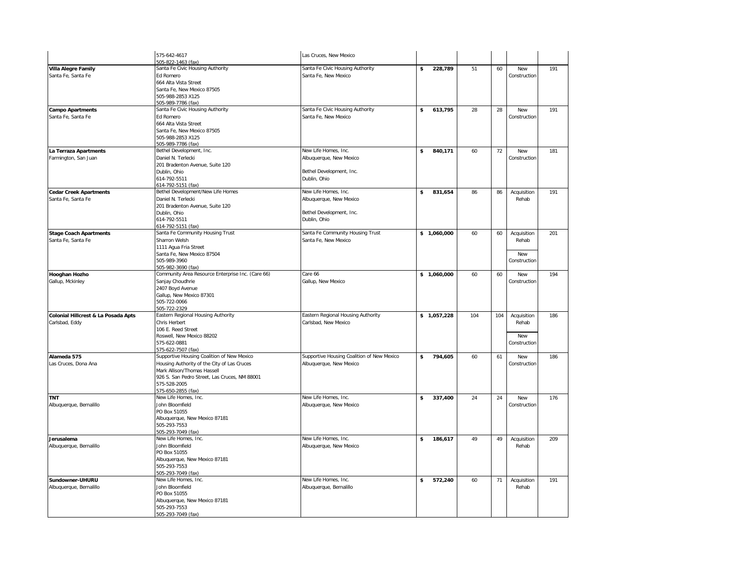| | | | | | | | |
|---|---|---|---|---|---|---|---|
| | 575-642-4617<br>505-822-1463 (fax) | Las Cruces, New Mexico | | | | | |
| **Villa Alegre Family**<br>Santa Fe, Santa Fe | Santa Fe Civic Housing Authority<br>Ed Romero<br>664 Alta Vista Street<br>Santa Fe, New Mexico 87505<br>505-988-2853 X125<br>505-989-7786 (fax) | Santa Fe Civic Housing Authority<br>Santa Fe, New Mexico | **$ 228,789** | 51 | 60 | New Construction | 191 |
| **Campo Apartments**<br>Santa Fe, Santa Fe | Santa Fe Civic Housing Authority<br>Ed Romero<br>664 Alta Vista Street<br>Santa Fe, New Mexico 87505<br>505-988-2853 X125<br>505-989-7786 (fax) | Santa Fe Civic Housing Authority<br>Santa Fe, New Mexico | **$ 613,795** | 28 | 28 | New Construction | 191 |
| **La Terraza Apartments**<br>Farmington, San Juan | Bethel Development, Inc.<br>Daniel N. Terlecki<br>201 Bradenton Avenue, Suite 120<br>Dublin, Ohio<br>614-792-5511<br>614-792-5151 (fax) | New Life Homes, Inc.<br>Albuquerque, New Mexico<br><br>Bethel Development, Inc.<br>Dublin, Ohio | **$ 840,171** | 60 | 72 | New Construction | 181 |
| **Cedar Creek Apartments**<br>Santa Fe, Santa Fe | Bethel Development/New Life Homes<br>Daniel N. Terlecki<br>201 Bradenton Avenue, Suite 120<br>Dublin, Ohio<br>614-792-5511<br>614-792-5151 (fax) | New Life Homes, Inc.<br>Albuquerque, New Mexico<br><br>Bethel Development, Inc.<br>Dublin, Ohio | **$ 831,654** | 86 | 86 | Acquisition Rehab | 191 |
| **Stage Coach Apartments**<br>Santa Fe, Santa Fe | Santa Fe Community Housing Trust<br>Sharron Welsh<br>1111 Agua Fria Street<br>Santa Fe, New Mexico 87504<br>505-989-3960<br>505-982-3690 (fax) | Santa Fe Community Housing Trust<br>Santa Fe, New Mexico | **$ 1,060,000** | 60 | 60 | Acquisition Rehab<br><br>New Construction | 201 |
| **Hooghan Hozho**<br>Gallup, Mckinley | Community Area Resource Enterprise Inc. (Care 66)<br>Sanjay Choudhrie<br>2407 Boyd Avenue<br>Gallup, New Mexico 87301<br>505-722-0066<br>505-722-2329 | Care 66<br>Gallup, New Mexico | **$ 1,060,000** | 60 | 60 | New Construction | 194 |
| **Colonial Hillcrest & La Posada Apts**<br>Carlsbad, Eddy | Eastern Regional Housing Authority<br>Chris Herbert<br>106 E. Reed Street<br>Roswell, New Mexico 88202<br>575-622-0881<br>575-622-7507 (fax) | Eastern Regional Housing Authority<br>Carlsbad, New Mexico | **$ 1,057,228** | 104 | 104 | Acquisition Rehab<br><br>New Construction | 186 |
| **Alameda 575**<br>Las Cruces, Dona Ana | Supportive Housing Coalition of New Mexico<br>Housing Authority of the City of Las Cruces<br>Mark Allison/Thomas Hassell<br>926 S. San Pedro Street, Las Cruces, NM 88001<br>575-528-2005<br>575-650-2855 (fax) | Supportive Housing Coalition of New Mexico<br>Albuquerque, New Mexico | **$ 794,605** | 60 | 61 | New Construction | 186 |
| **TNT**<br>Albuquerque, Bernalillo | New Life Homes, Inc.<br>John Bloomfield<br>PO Box 51055<br>Albuquerque, New Mexico 87181<br>505-293-7553<br>505-293-7049 (fax) | New Life Homes, Inc.<br>Albuquerque, New Mexico | **$ 337,400** | 24 | 24 | New Construction | 176 |
| **Jerusalema**<br>Albuquerque, Bernalillo | New Life Homes, Inc.<br>John Bloomfield<br>PO Box 51055<br>Albuquerque, New Mexico 87181<br>505-293-7553<br>505-293-7049 (fax) | New Life Homes, Inc.<br>Albuquerque, New Mexico | **$ 186,617** | 49 | 49 | Acquisition Rehab | 209 |
| **Sundowner-UHURU**<br>Albuquerque, Bernalillo | New Life Homes, Inc.<br>John Bloomfield<br>PO Box 51055<br>Albuquerque, New Mexico 87181<br>505-293-7553<br>505-293-7049 (fax) | New Life Homes, Inc.<br>Albuquerque, Bernalillo | **$ 572,240** | 60 | 71 | Acquisition Rehab | 191 |